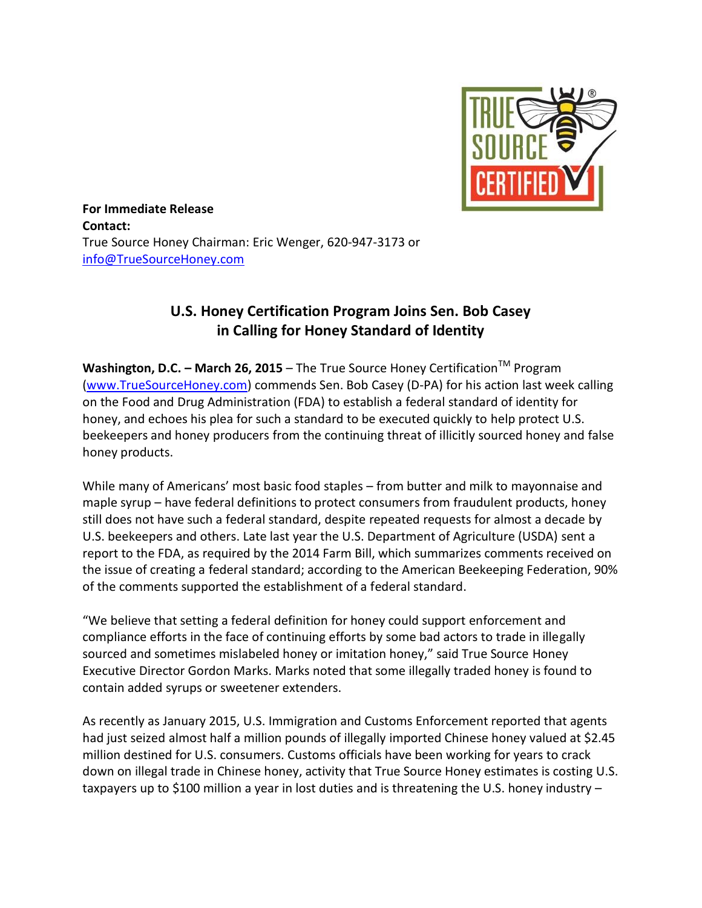**For Immediate Release**
**Contact:**
True Source Honey Chairman: Eric Wenger, 620-947-3173 or
info@TrueSourceHoney.com

## U.S. Honey Certification Program Joins Sen. Bob Casey in Calling for Honey Standard of Identity

**Washington, D.C. – March 26, 2015** – The True Source Honey Certification™ Program (www.TrueSourceHoney.com) commends Sen. Bob Casey (D-PA) for his action last week calling on the Food and Drug Administration (FDA) to establish a federal standard of identity for honey, and echoes his plea for such a standard to be executed quickly to help protect U.S. beekeepers and honey producers from the continuing threat of illicitly sourced honey and false honey products.

While many of Americans' most basic food staples – from butter and milk to mayonnaise and maple syrup – have federal definitions to protect consumers from fraudulent products, honey still does not have such a federal standard, despite repeated requests for almost a decade by U.S. beekeepers and others. Late last year the U.S. Department of Agriculture (USDA) sent a report to the FDA, as required by the 2014 Farm Bill, which summarizes comments received on the issue of creating a federal standard; according to the American Beekeeping Federation, 90% of the comments supported the establishment of a federal standard.

"We believe that setting a federal definition for honey could support enforcement and compliance efforts in the face of continuing efforts by some bad actors to trade in illegally sourced and sometimes mislabeled honey or imitation honey," said True Source Honey Executive Director Gordon Marks. Marks noted that some illegally traded honey is found to contain added syrups or sweetener extenders.

As recently as January 2015, U.S. Immigration and Customs Enforcement reported that agents had just seized almost half a million pounds of illegally imported Chinese honey valued at $2.45 million destined for U.S. consumers. Customs officials have been working for years to crack down on illegal trade in Chinese honey, activity that True Source Honey estimates is costing U.S. taxpayers up to $100 million a year in lost duties and is threatening the U.S. honey industry –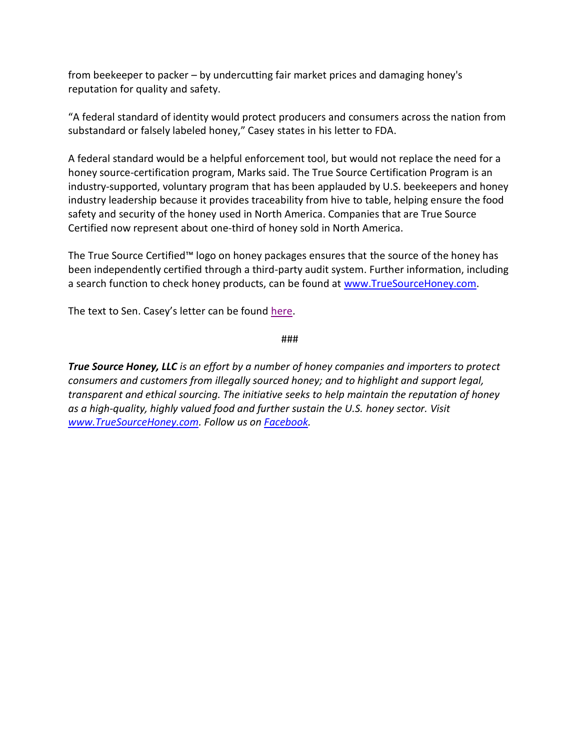from beekeeper to packer – by undercutting fair market prices and damaging honey's reputation for quality and safety.

"A federal standard of identity would protect producers and consumers across the nation from substandard or falsely labeled honey," Casey states in his letter to FDA.

A federal standard would be a helpful enforcement tool, but would not replace the need for a honey source-certification program, Marks said. The True Source Certification Program is an industry-supported, voluntary program that has been applauded by U.S. beekeepers and honey industry leadership because it provides traceability from hive to table, helping ensure the food safety and security of the honey used in North America. Companies that are True Source Certified now represent about one-third of honey sold in North America.

The True Source Certified™ logo on honey packages ensures that the source of the honey has been independently certified through a third-party audit system. Further information, including a search function to check honey products, can be found at www.TrueSourceHoney.com.

The text to Sen. Casey's letter can be found here.

###

***True Source Honey, LLC** is an effort by a number of honey companies and importers to protect consumers and customers from illegally sourced honey; and to highlight and support legal, transparent and ethical sourcing. The initiative seeks to help maintain the reputation of honey as a high-quality, highly valued food and further sustain the U.S. honey sector. Visit www.TrueSourceHoney.com. Follow us on Facebook.*